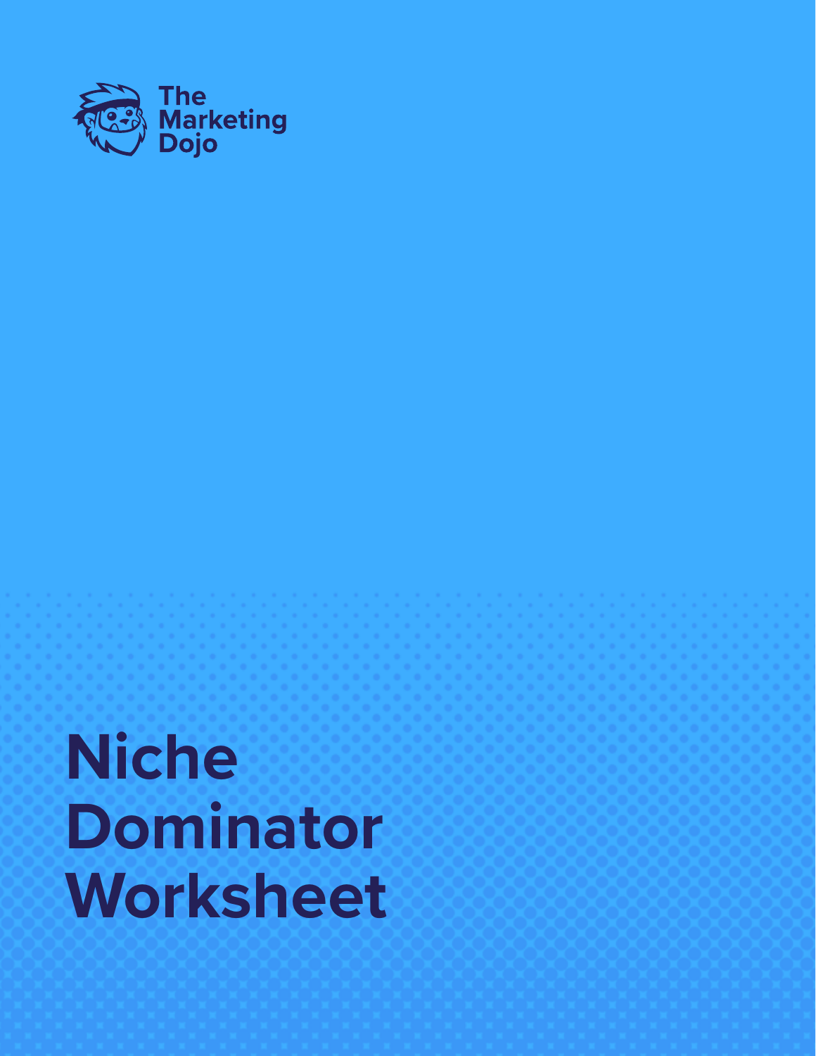The Marketing Dojo

# Niche Dominator Worksheet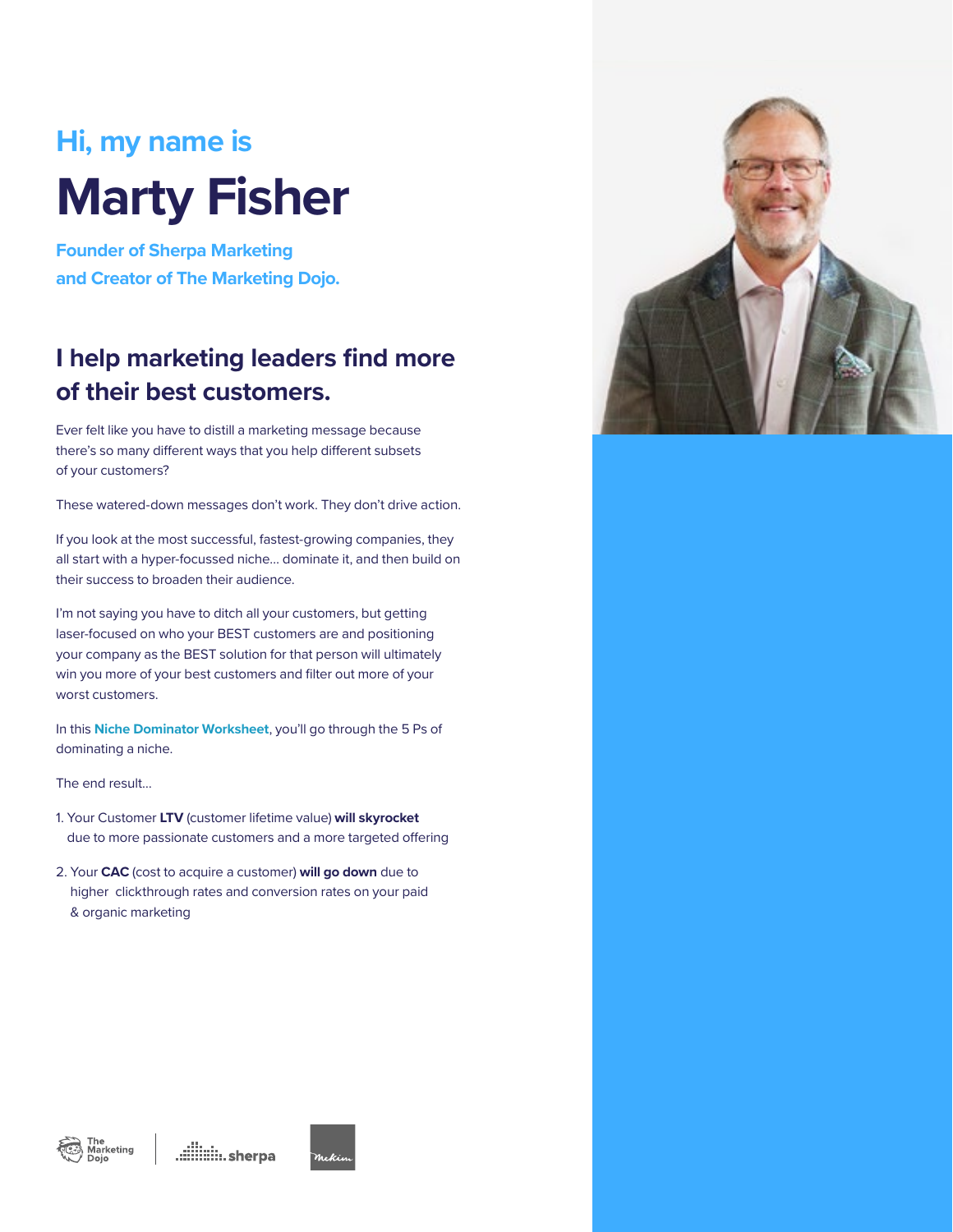### Hi, my name is

# Marty Fisher

**Founder of Sherpa Marketing and Creator of The Marketing Dojo.**

## I help marketing leaders find more of their best customers.

Ever felt like you have to distill a marketing message because there's so many different ways that you help different subsets of your customers?

These watered-down messages don't work. They don't drive action.

If you look at the most successful, fastest-growing companies, they all start with a hyper-focussed niche... dominate it, and then build on their success to broaden their audience.

I'm not saying you have to ditch all your customers, but getting laser-focused on who your BEST customers are and positioning your company as the BEST solution for that person will ultimately win you more of your best customers and filter out more of your worst customers.

In this **Niche Dominator Worksheet**, you'll go through the 5 Ps of dominating a niche.

The end result...

1. Your Customer **LTV** (customer lifetime value) **will skyrocket** due to more passionate customers and a more targeted offering
2. Your **CAC** (cost to acquire a customer) **will go down** due to higher clickthrough rates and conversion rates on your paid & organic marketing

The Marketing Dojo | sherpa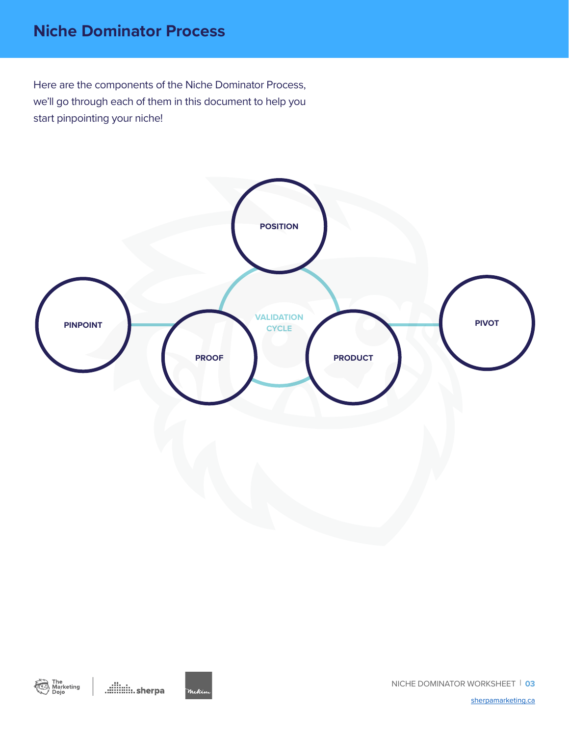# Niche Dominator Process

Here are the components of the Niche Dominator Process, we'll go through each of them in this document to help you start pinpointing your niche!

POSITION

PINPOINT

VALIDATION CYCLE

PROOF

PRODUCT

PIVOT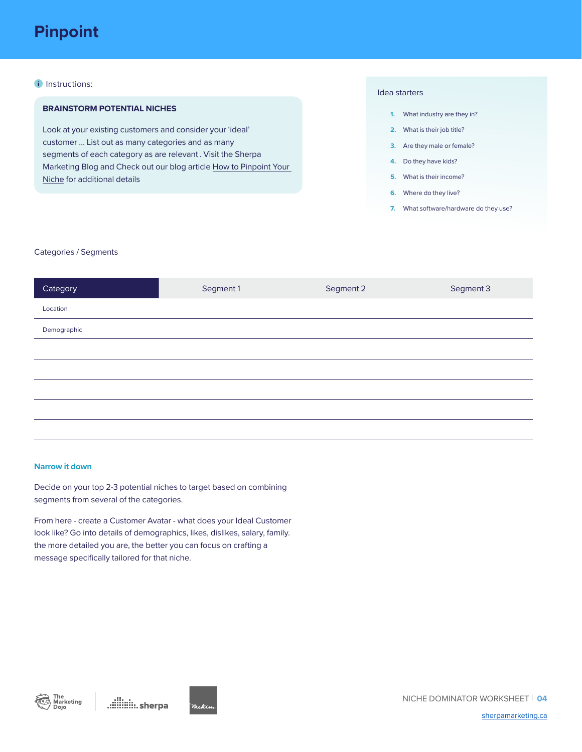# Pinpoint

Instructions:

**BRAINSTORM POTENTIAL NICHES**

Look at your existing customers and consider your 'ideal' customer ... List out as many categories and as many segments of each category as are relevant . Visit the Sherpa Marketing Blog and Check out our blog article How to Pinpoint Your Niche for additional details

Idea starters

1. What industry are they in?
2. What is their job title?
3. Are they male or female?
4. Do they have kids?
5. What is their income?
6. Where do they live?
7. What software/hardware do they use?

Categories / Segments

| Category | Segment 1 | Segment 2 | Segment 3 |
|---|---|---|---|
| Location | | | |
| Demographic | | | |
| | | | |
| | | | |
| | | | |
| | | | |
| | | | |

### Narrow it down

Decide on your top 2-3 potential niches to target based on combining segments from several of the categories.

From here - create a Customer Avatar - what does your Ideal Customer look like? Go into details of demographics, likes, dislikes, salary, family. the more detailed you are, the better you can focus on crafting a message specifically tailored for that niche.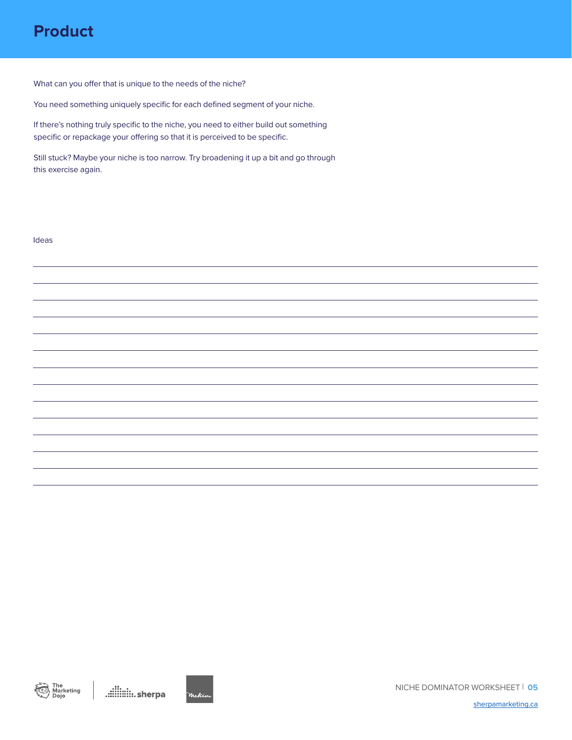# Product

What can you offer that is unique to the needs of the niche?

You need something uniquely specific for each defined segment of your niche.

If there's nothing truly specific to the niche, you need to either build out something specific or repackage your offering so that it is perceived to be specific.

Still stuck? Maybe your niche is too narrow. Try broadening it up a bit and go through this exercise again.

Ideas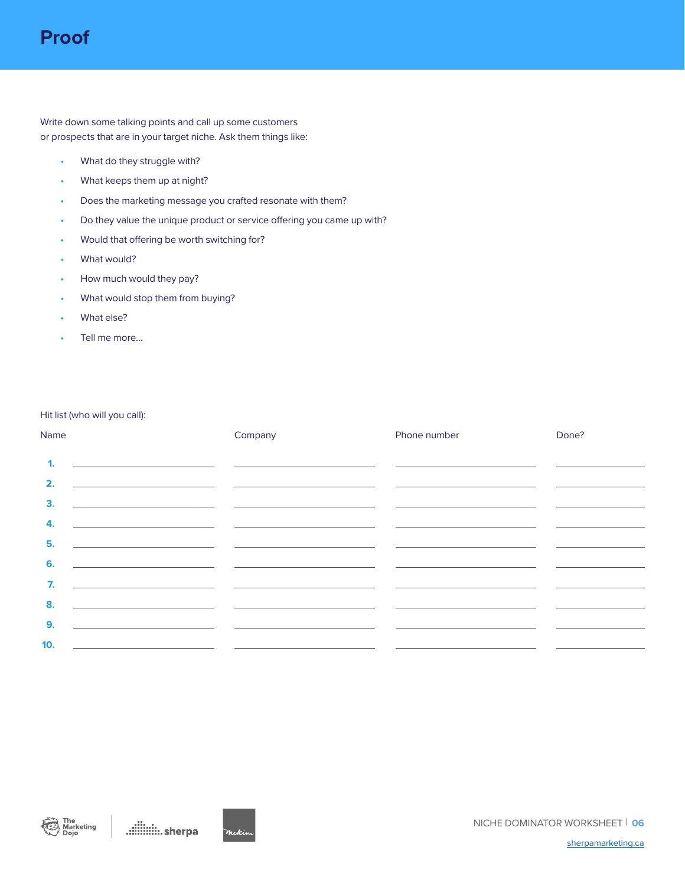# Proof

Write down some talking points and call up some customers or prospects that are in your target niche. Ask them things like:

- What do they struggle with?
- What keeps them up at night?
- Does the marketing message you crafted resonate with them?
- Do they value the unique product or service offering you came up with?
- Would that offering be worth switching for?
- What would?
- How much would they pay?
- What would stop them from buying?
- What else?
- Tell me more...

Hit list (who will you call):

| | Name | Company | Phone number | Done? |
|---|---|---|---|---|
| 1. | | | | |
| 2. | | | | |
| 3. | | | | |
| 4. | | | | |
| 5. | | | | |
| 6. | | | | |
| 7. | | | | |
| 8. | | | | |
| 9. | | | | |
| 10. | | | | |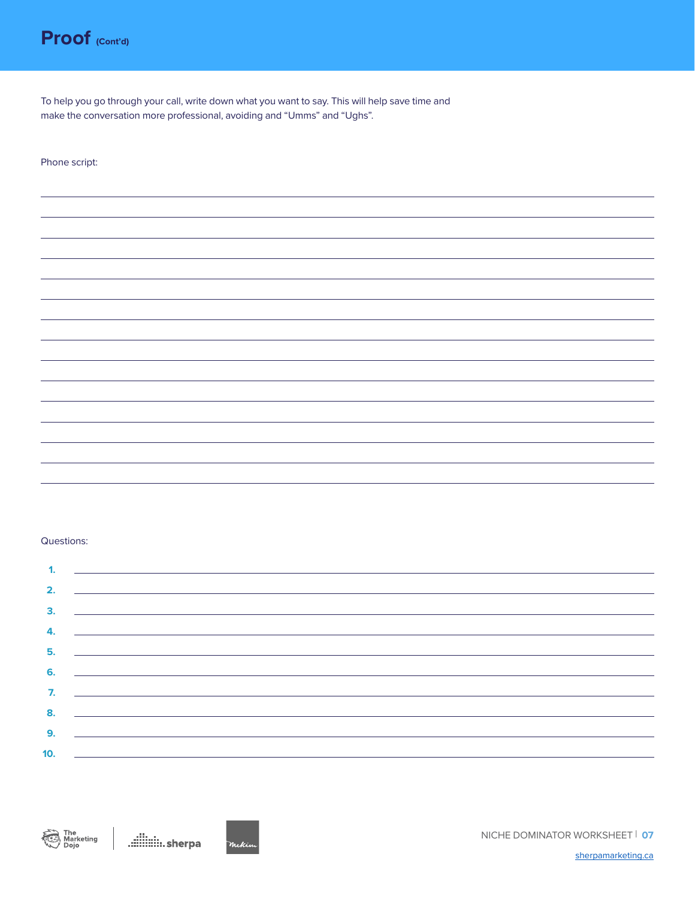# Proof (Cont'd)

To help you go through your call, write down what you want to say. This will help save time and make the conversation more professional, avoiding and "Umms" and "Ughs".

Phone script:

Questions:

1.
2.
3.
4.
5.
6.
7.
8.
9.
10.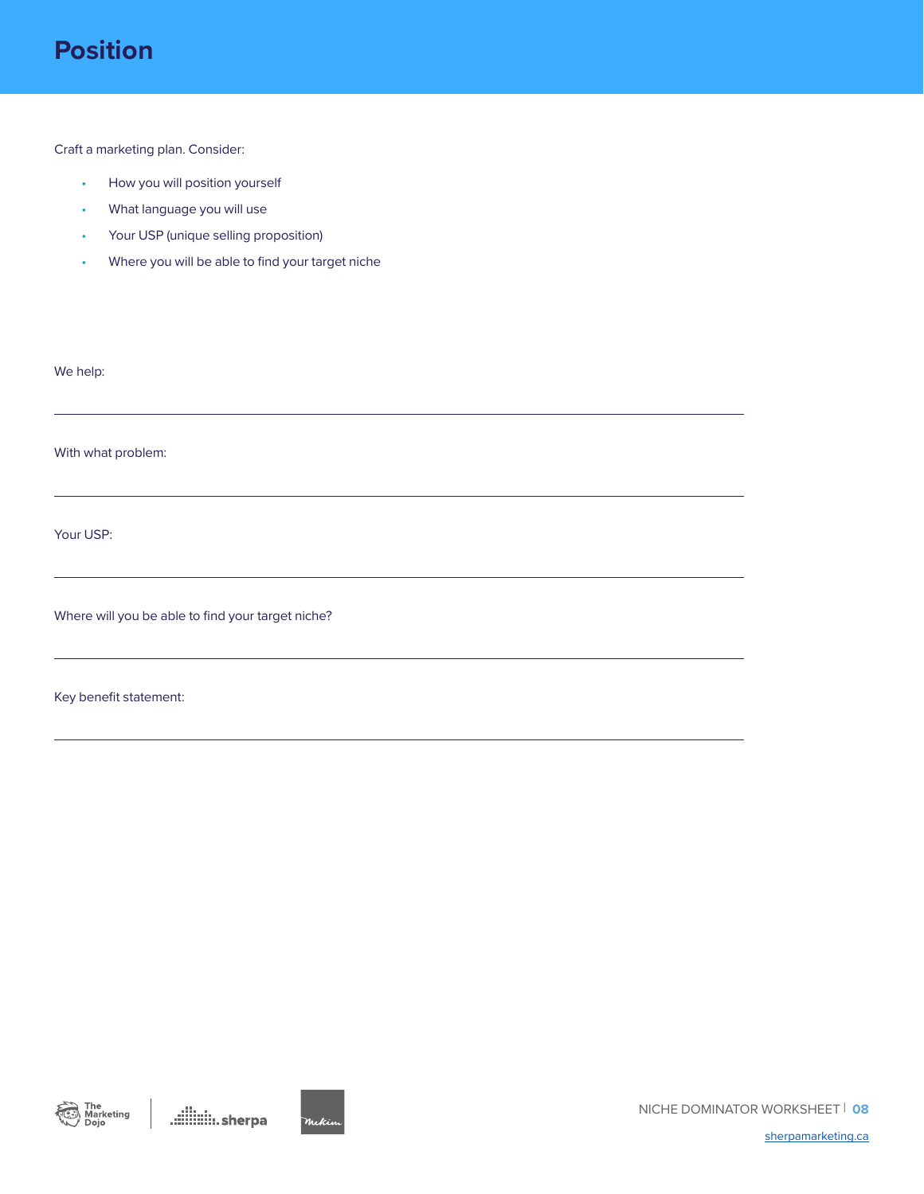# Position

Craft a marketing plan. Consider:

- How you will position yourself
- What language you will use
- Your USP (unique selling proposition)
- Where you will be able to find your target niche

We help:

---

With what problem:

---

Your USP:

---

Where will you be able to find your target niche?

---

Key benefit statement:

---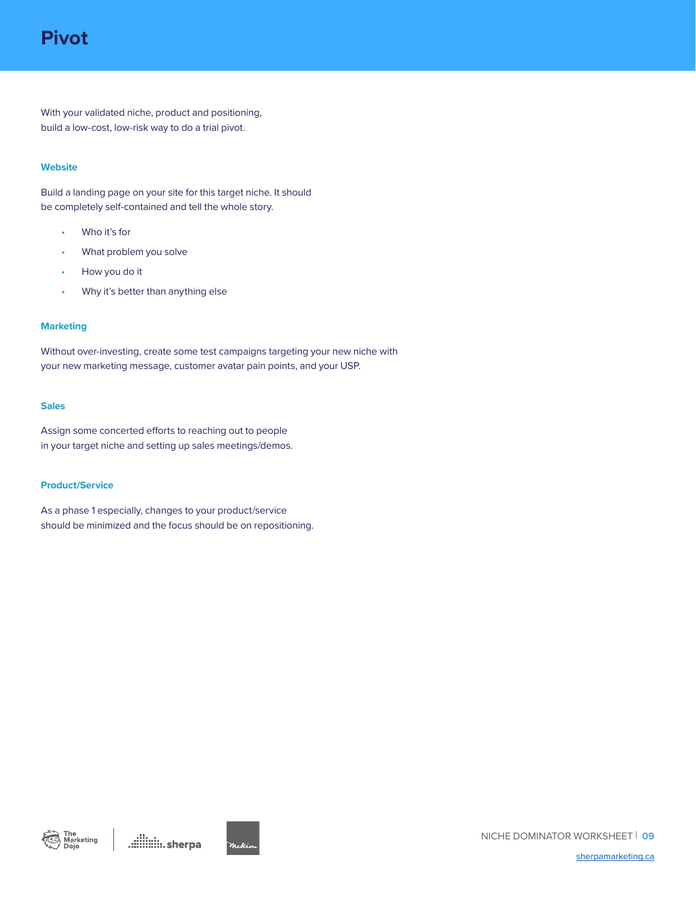# Pivot

With your validated niche, product and positioning, build a low-cost, low-risk way to do a trial pivot.

### Website

Build a landing page on your site for this target niche. It should be completely self-contained and tell the whole story.

- Who it's for
- What problem you solve
- How you do it
- Why it's better than anything else

### Marketing

Without over-investing, create some test campaigns targeting your new niche with your new marketing message, customer avatar pain points, and your USP.

### Sales

Assign some concerted efforts to reaching out to people in your target niche and setting up sales meetings/demos.

### Product/Service

As a phase 1 especially, changes to your product/service should be minimized and the focus should be on repositioning.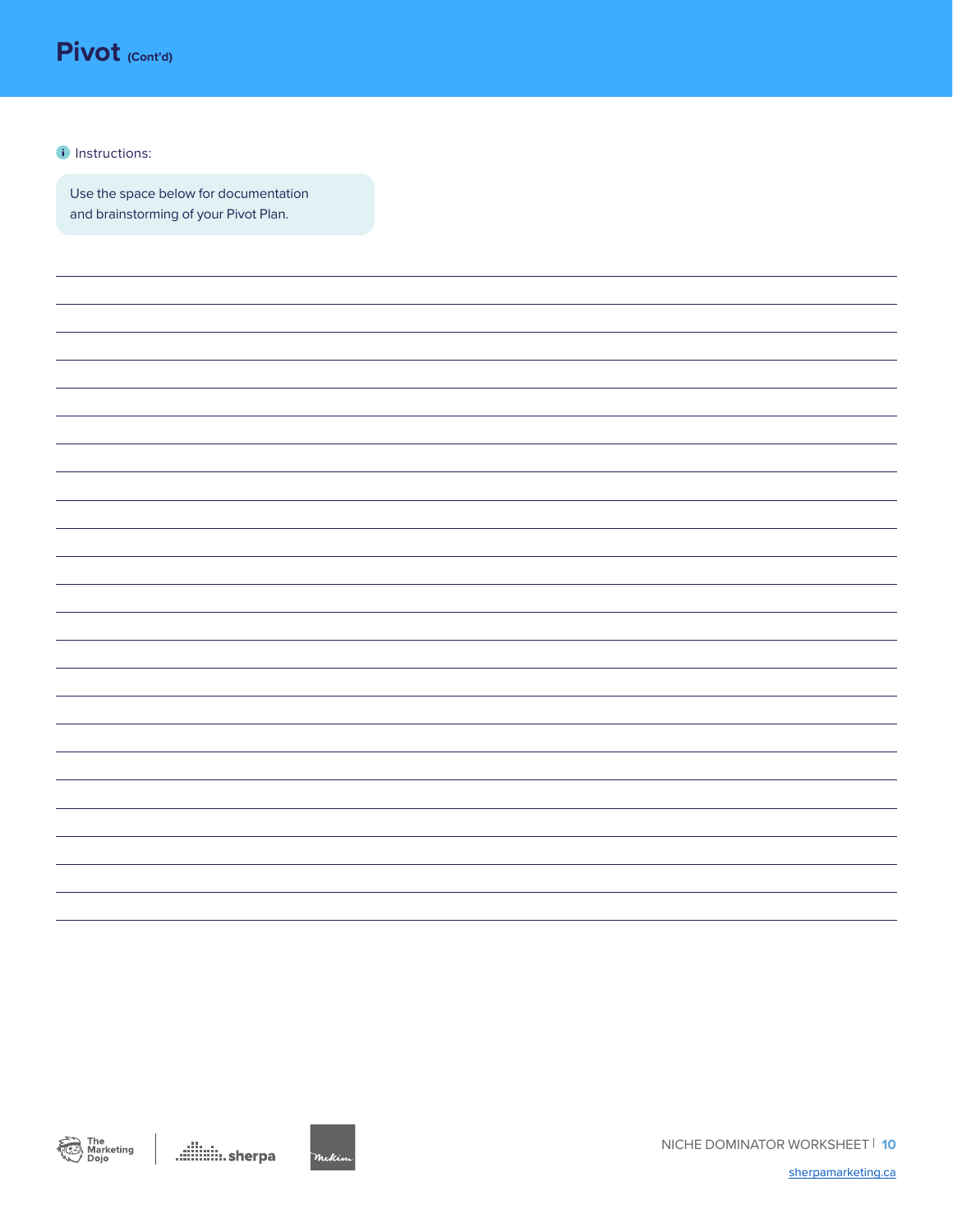# Pivot (Cont'd)

Instructions:

Use the space below for documentation and brainstorming of your Pivot Plan.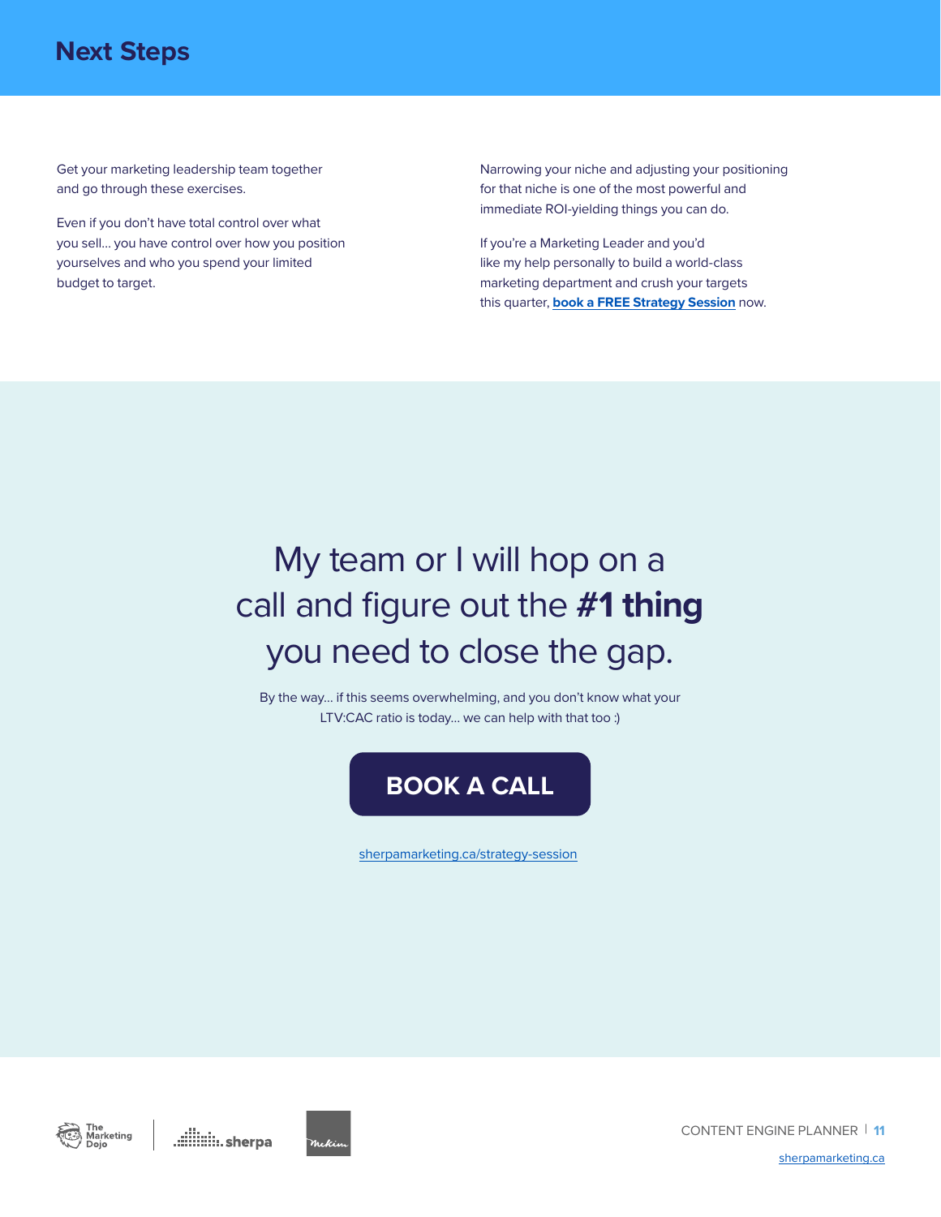## Next Steps

Get your marketing leadership team together and go through these exercises.

Even if you don't have total control over what you sell... you have control over how you position yourselves and who you spend your limited budget to target.

Narrowing your niche and adjusting your positioning for that niche is one of the most powerful and immediate ROI-yielding things you can do.

If you're a Marketing Leader and you'd like my help personally to build a world-class marketing department and crush your targets this quarter, **book a FREE Strategy Session** now.

My team or I will hop on a call and figure out the **#1 thing** you need to close the gap.

By the way... if this seems overwhelming, and you don't know what your LTV:CAC ratio is today... we can help with that too :)

**BOOK A CALL**

sherpamarketing.ca/strategy-session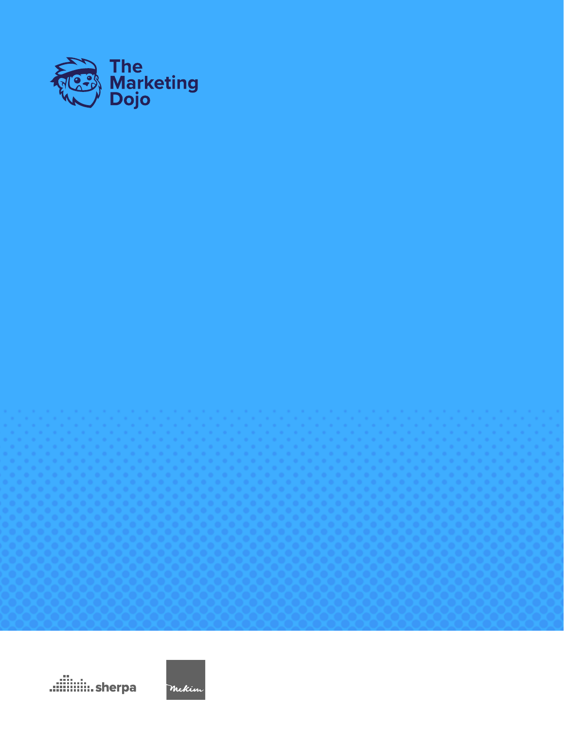The Marketing Dojo

sherpa

McKim